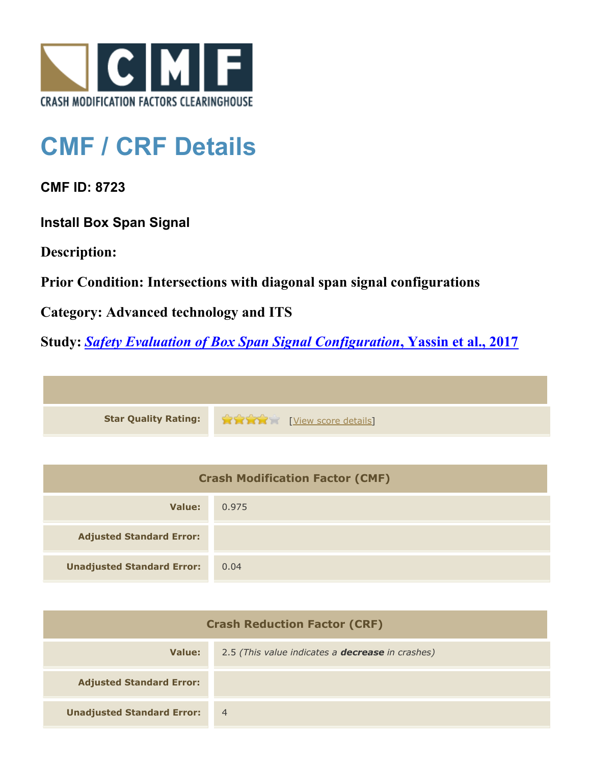CRASH MODIFICATION FACTORS CLEARINGHOUSE

# CMF / CRF Details

### CMF ID: 8723

### Install Box Span Signal

**Description:**

**Prior Condition: Intersections with diagonal span signal configurations**

**Category: Advanced technology and ITS**

**Study: *Safety Evaluation of Box Span Signal Configuration*, Yassin et al., 2017**

| | |
|---|---|
| **Star Quality Rating:** | 4 stars [View score details] |

| Crash Modification Factor (CMF) | |
|---|---|
| **Value:** | 0.975 |
| **Adjusted Standard Error:** | |
| **Unadjusted Standard Error:** | 0.04 |

| Crash Reduction Factor (CRF) | |
|---|---|
| **Value:** | 2.5 *(This value indicates a **decrease** in crashes)* |
| **Adjusted Standard Error:** | |
| **Unadjusted Standard Error:** | 4 |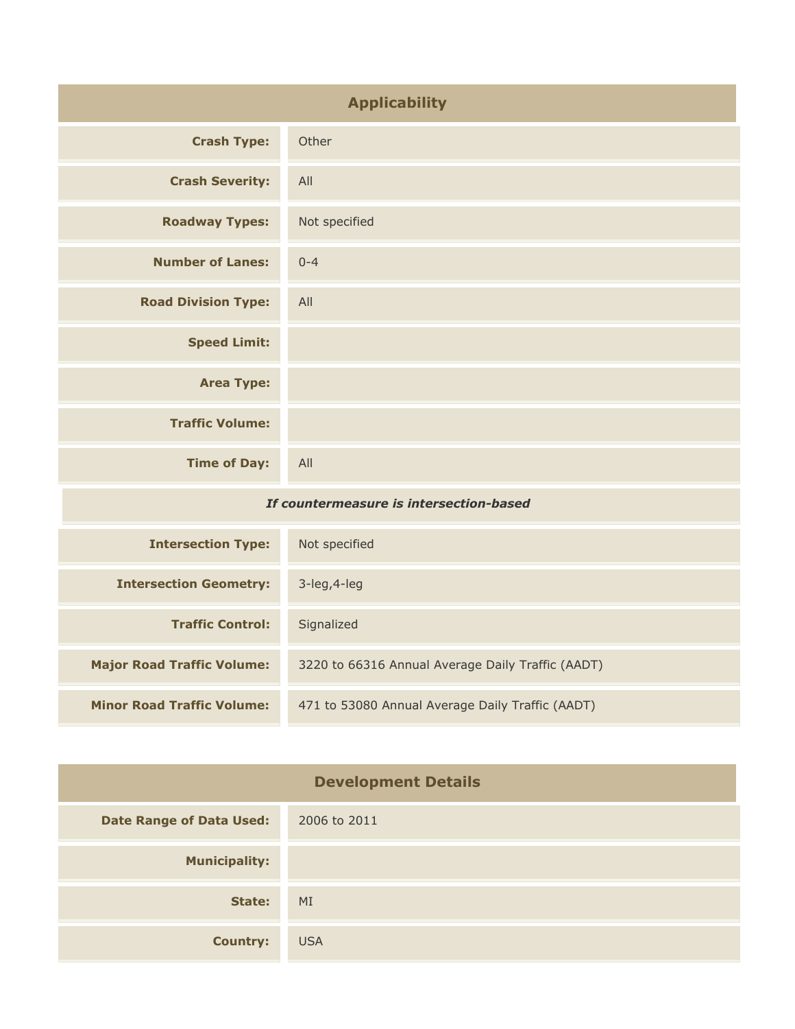## Applicability

| | |
|---|---|
| **Crash Type:** | Other |
| **Crash Severity:** | All |
| **Roadway Types:** | Not specified |
| **Number of Lanes:** | 0-4 |
| **Road Division Type:** | All |
| **Speed Limit:** | |
| **Area Type:** | |
| **Traffic Volume:** | |
| **Time of Day:** | All |
| ***If countermeasure is intersection-based*** | |
| **Intersection Type:** | Not specified |
| **Intersection Geometry:** | 3-leg,4-leg |
| **Traffic Control:** | Signalized |
| **Major Road Traffic Volume:** | 3220 to 66316 Annual Average Daily Traffic (AADT) |
| **Minor Road Traffic Volume:** | 471 to 53080 Annual Average Daily Traffic (AADT) |

## Development Details

| | |
|---|---|
| **Date Range of Data Used:** | 2006 to 2011 |
| **Municipality:** | |
| **State:** | MI |
| **Country:** | USA |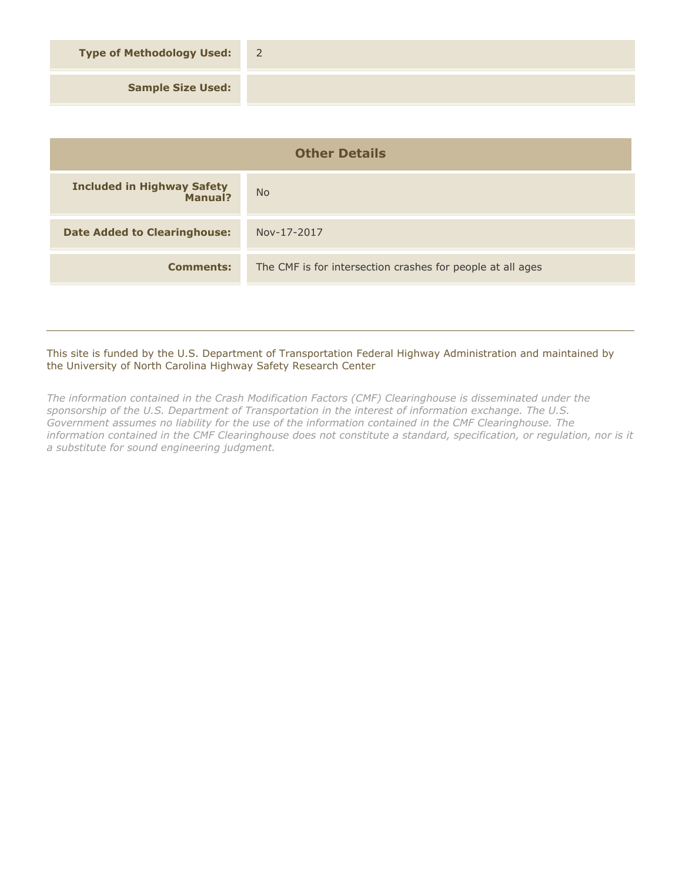| | |
|---|---|
| **Type of Methodology Used:** | 2 |
| **Sample Size Used:** | |

## Other Details

| | |
|---|---|
| **Included in Highway Safety Manual?** | No |
| **Date Added to Clearinghouse:** | Nov-17-2017 |
| **Comments:** | The CMF is for intersection crashes for people at all ages |

---

This site is funded by the U.S. Department of Transportation Federal Highway Administration and maintained by the University of North Carolina Highway Safety Research Center

*The information contained in the Crash Modification Factors (CMF) Clearinghouse is disseminated under the sponsorship of the U.S. Department of Transportation in the interest of information exchange. The U.S. Government assumes no liability for the use of the information contained in the CMF Clearinghouse. The information contained in the CMF Clearinghouse does not constitute a standard, specification, or regulation, nor is it a substitute for sound engineering judgment.*